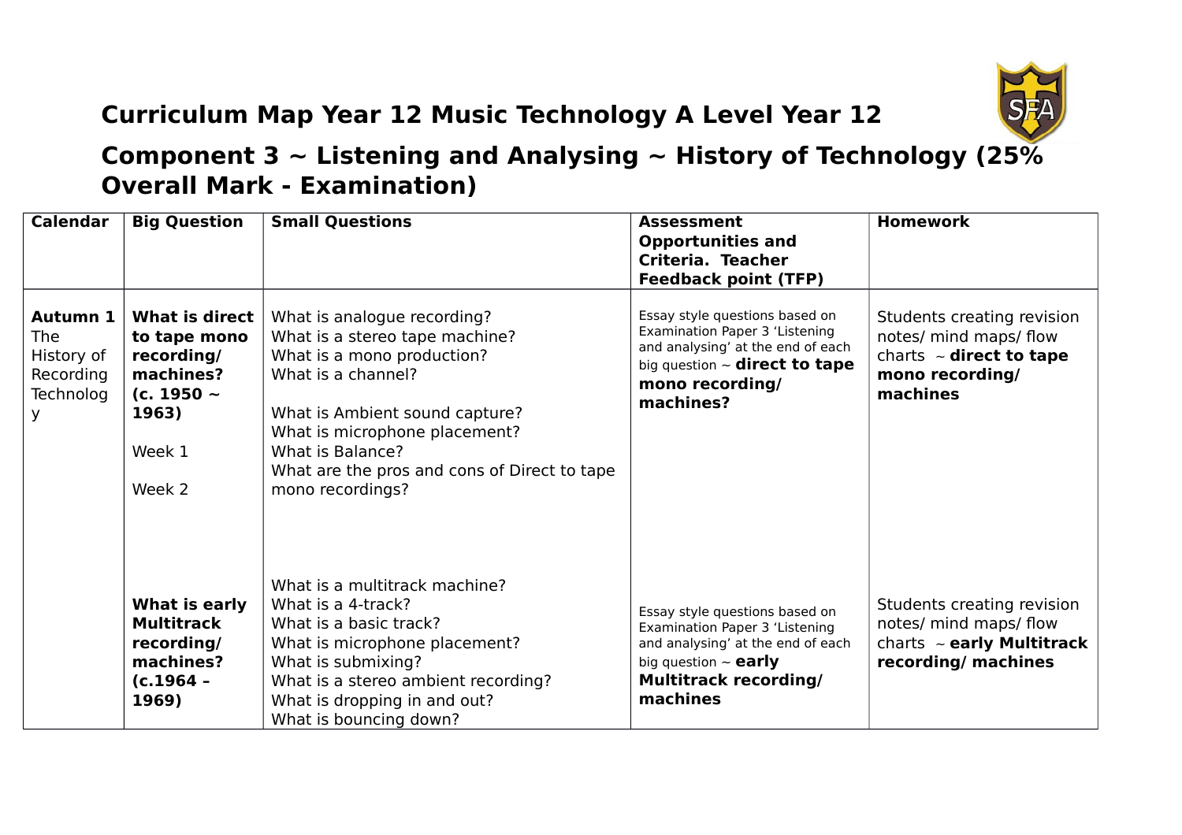# Curriculum Map Year 12 Music Technology A Level Year 12

## Component 3 ~ Listening and Analysing ~ History of Technology (25% Overall Mark - Examination)

| Calendar | Big Question | Small Questions | Assessment Opportunities and Criteria. Teacher Feedback point (TFP) | Homework |
|---|---|---|---|---|
| **Autumn 1** The History of Recording Technology | **What is direct to tape mono recording/ machines? (c. 1950 ~ 1963)**<br><br>Week 1<br><br>Week 2 | What is analogue recording?<br>What is a stereo tape machine?<br>What is a mono production?<br>What is a channel?<br><br>What is Ambient sound capture?<br>What is microphone placement?<br>What is Balance?<br>What are the pros and cons of Direct to tape mono recordings? | Essay style questions based on Examination Paper 3 'Listening and analysing' at the end of each big question ~ **direct to tape mono recording/ machines?** | Students creating revision notes/ mind maps/ flow charts ~ **direct to tape mono recording/ machines** |
| | **What is early Multitrack recording/ machines? (c.1964 – 1969)** | What is a multitrack machine?<br>What is a 4-track?<br>What is a basic track?<br>What is microphone placement?<br>What is submixing?<br>What is a stereo ambient recording?<br>What is dropping in and out?<br>What is bouncing down? | Essay style questions based on Examination Paper 3 'Listening and analysing' at the end of each big question ~ **early Multitrack recording/ machines** | Students creating revision notes/ mind maps/ flow charts ~ **early Multitrack recording/ machines** |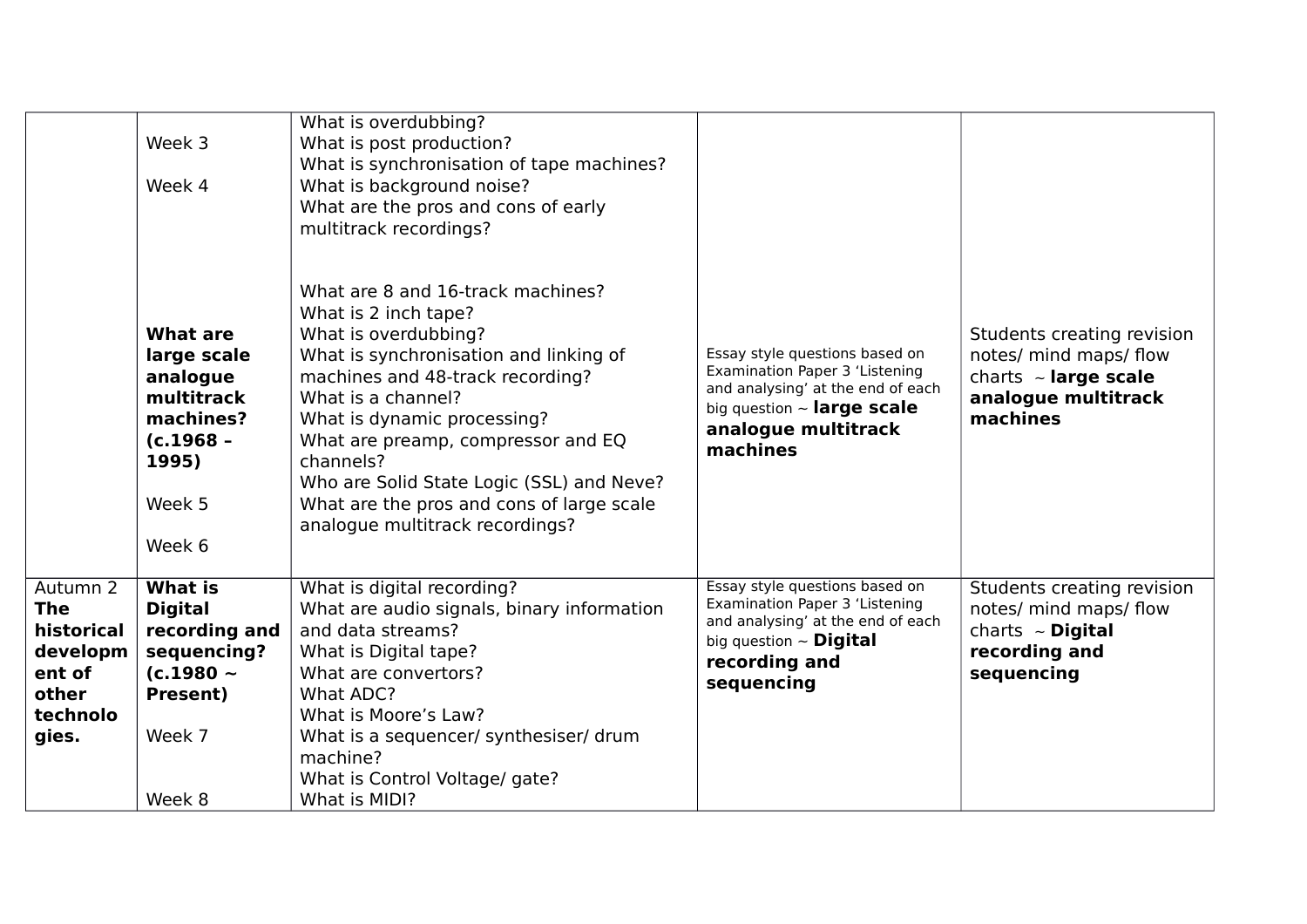|  |  |  |  |  |
|---|---|---|---|---|
|  | Week 3<br><br>Week 4 | What is overdubbing?<br>What is post production?<br>What is synchronisation of tape machines?<br>What is background noise?<br>What are the pros and cons of early multitrack recordings? |  |  |
|  | **What are large scale analogue multitrack machines? (c.1968 – 1995)**<br><br>Week 5<br><br>Week 6 | What are 8 and 16-track machines?<br>What is 2 inch tape?<br>What is overdubbing?<br>What is synchronisation and linking of machines and 48-track recording?<br>What is a channel?<br>What is dynamic processing?<br>What are preamp, compressor and EQ channels?<br>Who are Solid State Logic (SSL) and Neve?<br>What are the pros and cons of large scale analogue multitrack recordings? | Essay style questions based on Examination Paper 3 'Listening and analysing' at the end of each big question ~ **large scale analogue multitrack machines** | Students creating revision notes/ mind maps/ flow charts ~ **large scale analogue multitrack machines** |
| Autumn 2 **The historical development of other technologies.** | **What is Digital recording and sequencing? (c.1980 ~ Present)**<br><br>Week 7<br><br>Week 8 | What is digital recording?<br>What are audio signals, binary information and data streams?<br>What is Digital tape?<br>What are convertors?<br>What ADC?<br>What is Moore's Law?<br>What is a sequencer/ synthesiser/ drum machine?<br>What is Control Voltage/ gate?<br>What is MIDI? | Essay style questions based on Examination Paper 3 'Listening and analysing' at the end of each big question ~ **Digital recording and sequencing** | Students creating revision notes/ mind maps/ flow charts ~ **Digital recording and sequencing** |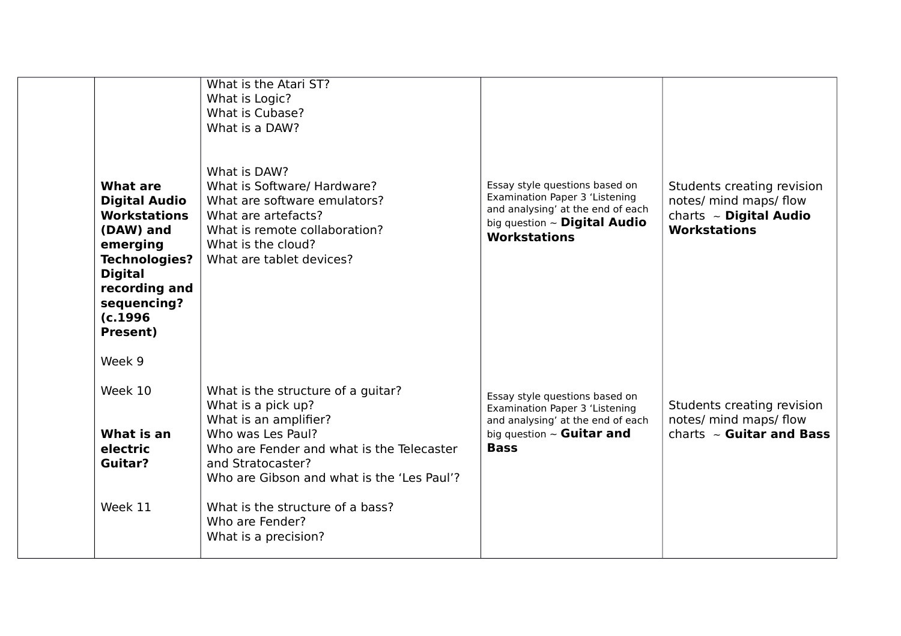|  |  |  |  |  |
|---|---|---|---|---|
|  | **What are Digital Audio Workstations (DAW) and emerging Technologies? Digital recording and sequencing? (c.1996 Present)**<br><br>Week 9 | What is the Atari ST?<br>What is Logic?<br>What is Cubase?<br>What is a DAW?<br><br>What is DAW?<br>What is Software/ Hardware?<br>What are software emulators?<br>What are artefacts?<br>What is remote collaboration?<br>What is the cloud?<br>What are tablet devices? | Essay style questions based on Examination Paper 3 'Listening and analysing' at the end of each big question ~ **Digital Audio Workstations** | Students creating revision notes/ mind maps/ flow charts ~ **Digital Audio Workstations** |
|  | Week 10<br><br>**What is an electric Guitar?**<br><br>Week 11 | What is the structure of a guitar?<br>What is a pick up?<br>What is an amplifier?<br>Who was Les Paul?<br>Who are Fender and what is the Telecaster and Stratocaster?<br>Who are Gibson and what is the 'Les Paul'?<br><br>What is the structure of a bass?<br>Who are Fender?<br>What is a precision? | Essay style questions based on Examination Paper 3 'Listening and analysing' at the end of each big question ~ **Guitar and Bass** | Students creating revision notes/ mind maps/ flow charts ~ **Guitar and Bass** |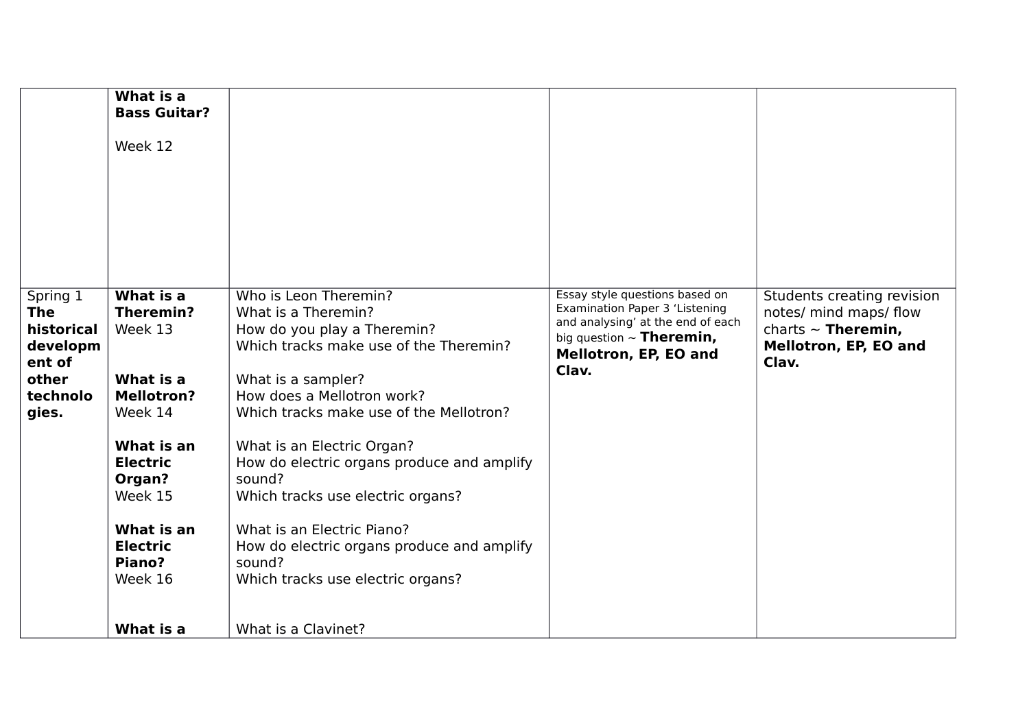|  |  |  |  |  |
|---|---|---|---|---|
|  | **What is a Bass Guitar?**<br><br>Week 12 |  |  |  |
| Spring 1<br>**The historical development of other technologies.** | **What is a Theremin?**<br>Week 13<br><br>**What is a Mellotron?**<br>Week 14<br><br>**What is an Electric Organ?**<br>Week 15<br><br>**What is an Electric Piano?**<br>Week 16<br><br>**What is a** | Who is Leon Theremin?<br>What is a Theremin?<br>How do you play a Theremin?<br>Which tracks make use of the Theremin?<br><br>What is a sampler?<br>How does a Mellotron work?<br>Which tracks make use of the Mellotron?<br><br>What is an Electric Organ?<br>How do electric organs produce and amplify sound?<br>Which tracks use electric organs?<br><br>What is an Electric Piano?<br>How do electric organs produce and amplify sound?<br>Which tracks use electric organs?<br><br>What is a Clavinet? | Essay style questions based on Examination Paper 3 'Listening and analysing' at the end of each big question ~ **Theremin, Mellotron, EP, EO and Clav.** | Students creating revision notes/ mind maps/ flow charts ~ **Theremin, Mellotron, EP, EO and Clav.** |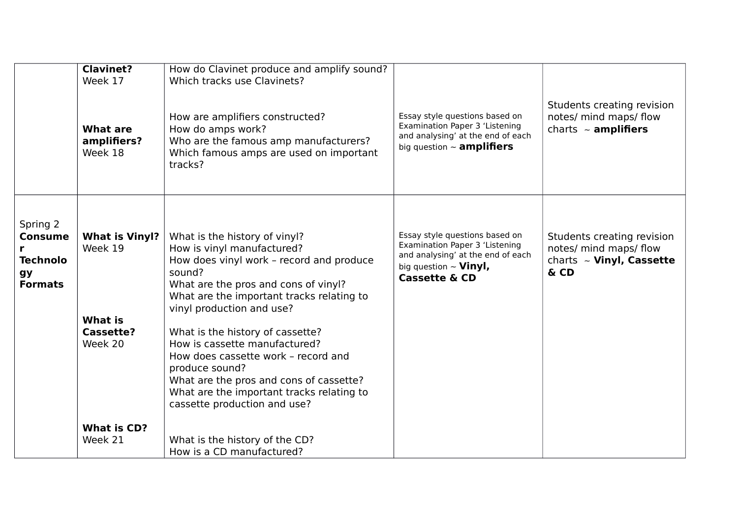| | | | | |
|---|---|---|---|---|
| | **Clavinet?**<br>Week 17<br><br>**What are amplifiers?**<br>Week 18 | How do Clavinet produce and amplify sound?<br>Which tracks use Clavinets?<br><br>How are amplifiers constructed?<br>How do amps work?<br>Who are the famous amp manufacturers?<br>Which famous amps are used on important tracks? | Essay style questions based on Examination Paper 3 'Listening and analysing' at the end of each big question ~ **amplifiers** | Students creating revision notes/ mind maps/ flow charts ~ **amplifiers** |
| Spring 2<br>**Consumer Technology Formats** | **What is Vinyl?**<br>Week 19<br><br>**What is Cassette?**<br>Week 20<br><br>**What is CD?**<br>Week 21 | What is the history of vinyl?<br>How is vinyl manufactured?<br>How does vinyl work – record and produce sound?<br>What are the pros and cons of vinyl?<br>What are the important tracks relating to vinyl production and use?<br><br>What is the history of cassette?<br>How is cassette manufactured?<br>How does cassette work – record and produce sound?<br>What are the pros and cons of cassette?<br>What are the important tracks relating to cassette production and use?<br><br>What is the history of the CD?<br>How is a CD manufactured? | Essay style questions based on Examination Paper 3 'Listening and analysing' at the end of each big question ~ **Vinyl, Cassette & CD** | Students creating revision notes/ mind maps/ flow charts ~ **Vinyl, Cassette & CD** |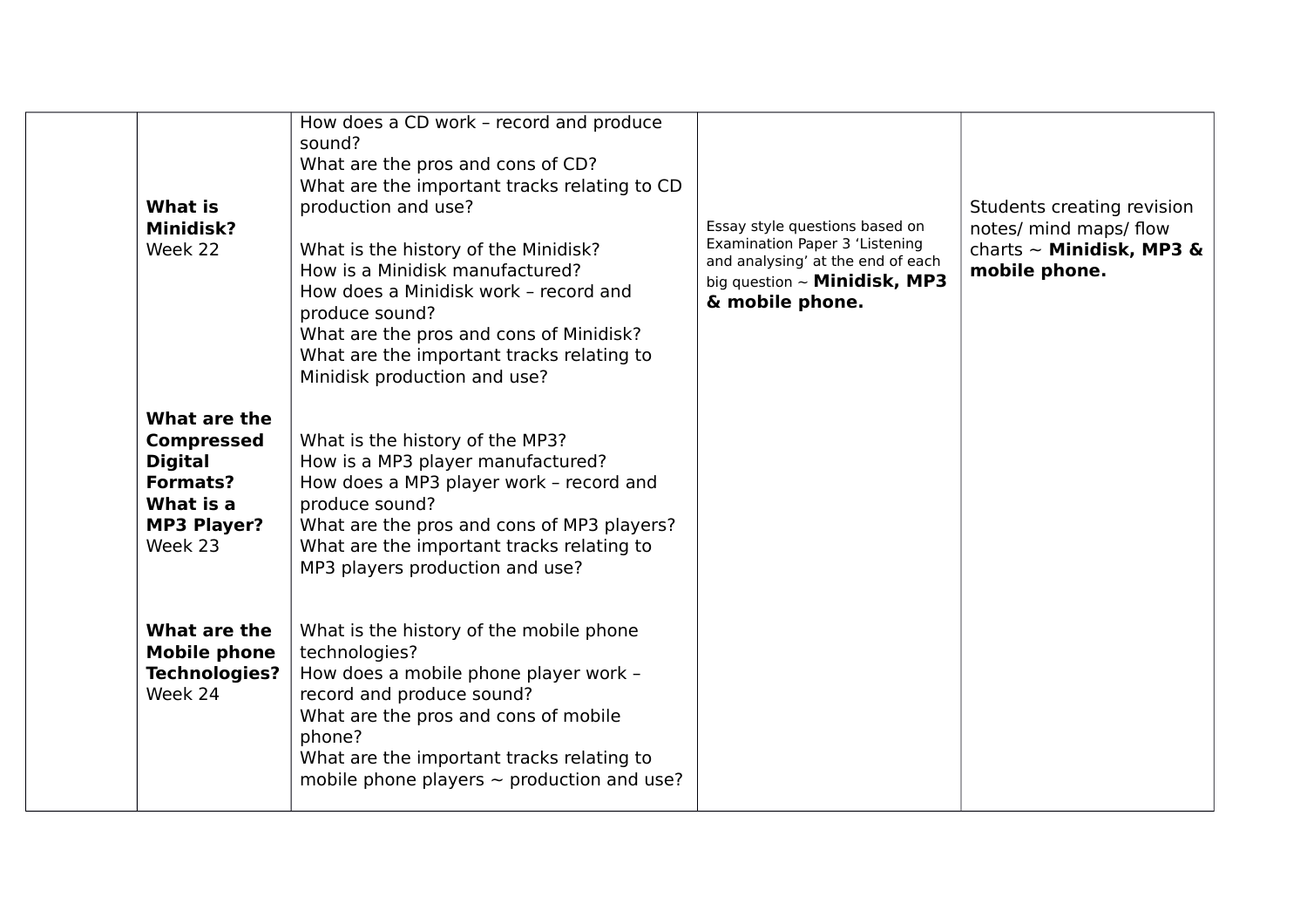| | | | | |
|---|---|---|---|---|
| | **What is Minidisk?** Week 22<br><br>**What are the Compressed Digital Formats? What is a MP3 Player?** Week 23<br><br>**What are the Mobile phone Technologies?** Week 24 | How does a CD work – record and produce sound?<br>What are the pros and cons of CD?<br>What are the important tracks relating to CD production and use?<br><br>What is the history of the Minidisk?<br>How is a Minidisk manufactured?<br>How does a Minidisk work – record and produce sound?<br>What are the pros and cons of Minidisk?<br>What are the important tracks relating to Minidisk production and use?<br><br>What is the history of the MP3?<br>How is a MP3 player manufactured?<br>How does a MP3 player work – record and produce sound?<br>What are the pros and cons of MP3 players?<br>What are the important tracks relating to MP3 players production and use?<br><br>What is the history of the mobile phone technologies?<br>How does a mobile phone player work – record and produce sound?<br>What are the pros and cons of mobile phone?<br>What are the important tracks relating to mobile phone players ~ production and use? | Essay style questions based on Examination Paper 3 'Listening and analysing' at the end of each big question ~ **Minidisk, MP3 & mobile phone.** | Students creating revision notes/ mind maps/ flow charts ~ **Minidisk, MP3 & mobile phone.** |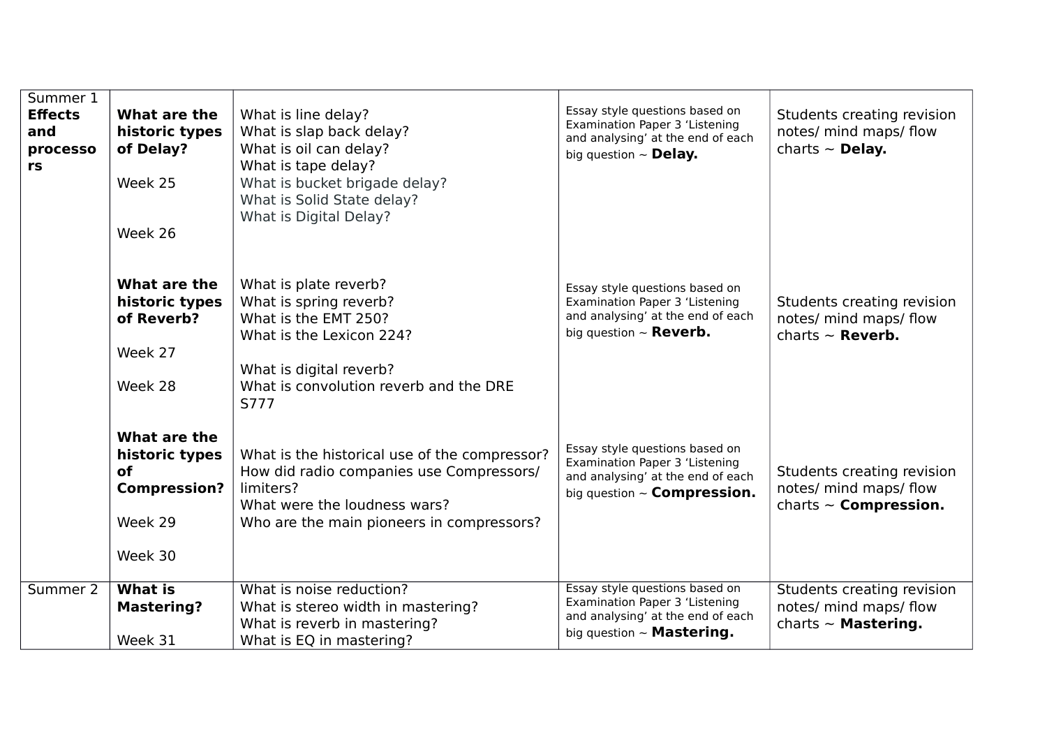| Summer 1 **Effects and processors** | **What are the historic types of Delay?**<br><br>Week 25<br><br>Week 26 | What is line delay?<br>What is slap back delay?<br>What is oil can delay?<br>What is tape delay?<br>What is bucket brigade delay?<br>What is Solid State delay?<br>What is Digital Delay? | Essay style questions based on Examination Paper 3 'Listening and analysing' at the end of each big question ~ **Delay.** | Students creating revision notes/ mind maps/ flow charts ~ **Delay.** |
|---|---|---|---|---|
| | **What are the historic types of Reverb?**<br><br>Week 27<br><br>Week 28 | What is plate reverb?<br>What is spring reverb?<br>What is the EMT 250?<br>What is the Lexicon 224?<br><br>What is digital reverb?<br>What is convolution reverb and the DRE S777 | Essay style questions based on Examination Paper 3 'Listening and analysing' at the end of each big question ~ **Reverb.** | Students creating revision notes/ mind maps/ flow charts ~ **Reverb.** |
| | **What are the historic types of Compression?**<br><br>Week 29<br><br>Week 30 | What is the historical use of the compressor?<br>How did radio companies use Compressors/ limiters?<br>What were the loudness wars?<br>Who are the main pioneers in compressors? | Essay style questions based on Examination Paper 3 'Listening and analysing' at the end of each big question ~ **Compression.** | Students creating revision notes/ mind maps/ flow charts ~ **Compression.** |
| Summer 2 | **What is Mastering?**<br><br>Week 31 | What is noise reduction?<br>What is stereo width in mastering?<br>What is reverb in mastering?<br>What is EQ in mastering? | Essay style questions based on Examination Paper 3 'Listening and analysing' at the end of each big question ~ **Mastering.** | Students creating revision notes/ mind maps/ flow charts ~ **Mastering.** |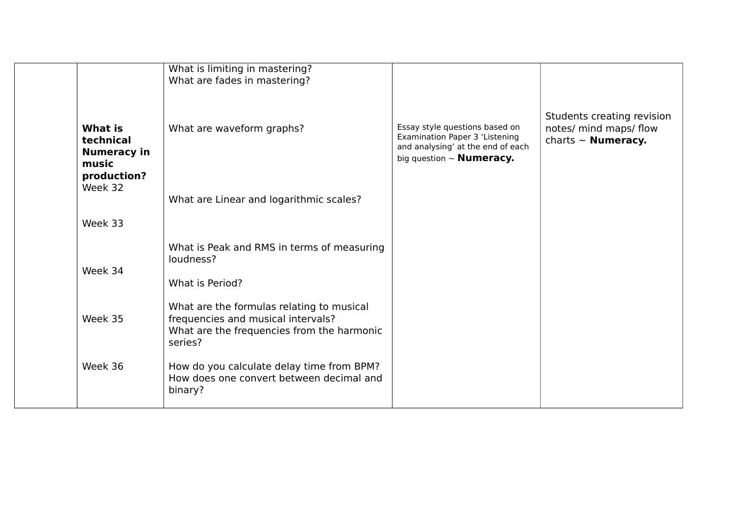| | | | | |
|---|---|---|---|---|
| | **What is technical Numeracy in music production?** Week 32<br><br>Week 33<br><br>Week 34<br><br>Week 35<br><br>Week 36 | What is limiting in mastering?<br>What are fades in mastering?<br><br>What are waveform graphs?<br><br>What are Linear and logarithmic scales?<br><br>What is Peak and RMS in terms of measuring loudness?<br><br>What is Period?<br><br>What are the formulas relating to musical frequencies and musical intervals?<br>What are the frequencies from the harmonic series?<br><br>How do you calculate delay time from BPM?<br>How does one convert between decimal and binary? | Essay style questions based on Examination Paper 3 'Listening and analysing' at the end of each big question ~ **Numeracy.** | Students creating revision notes/ mind maps/ flow charts ~ **Numeracy.** |